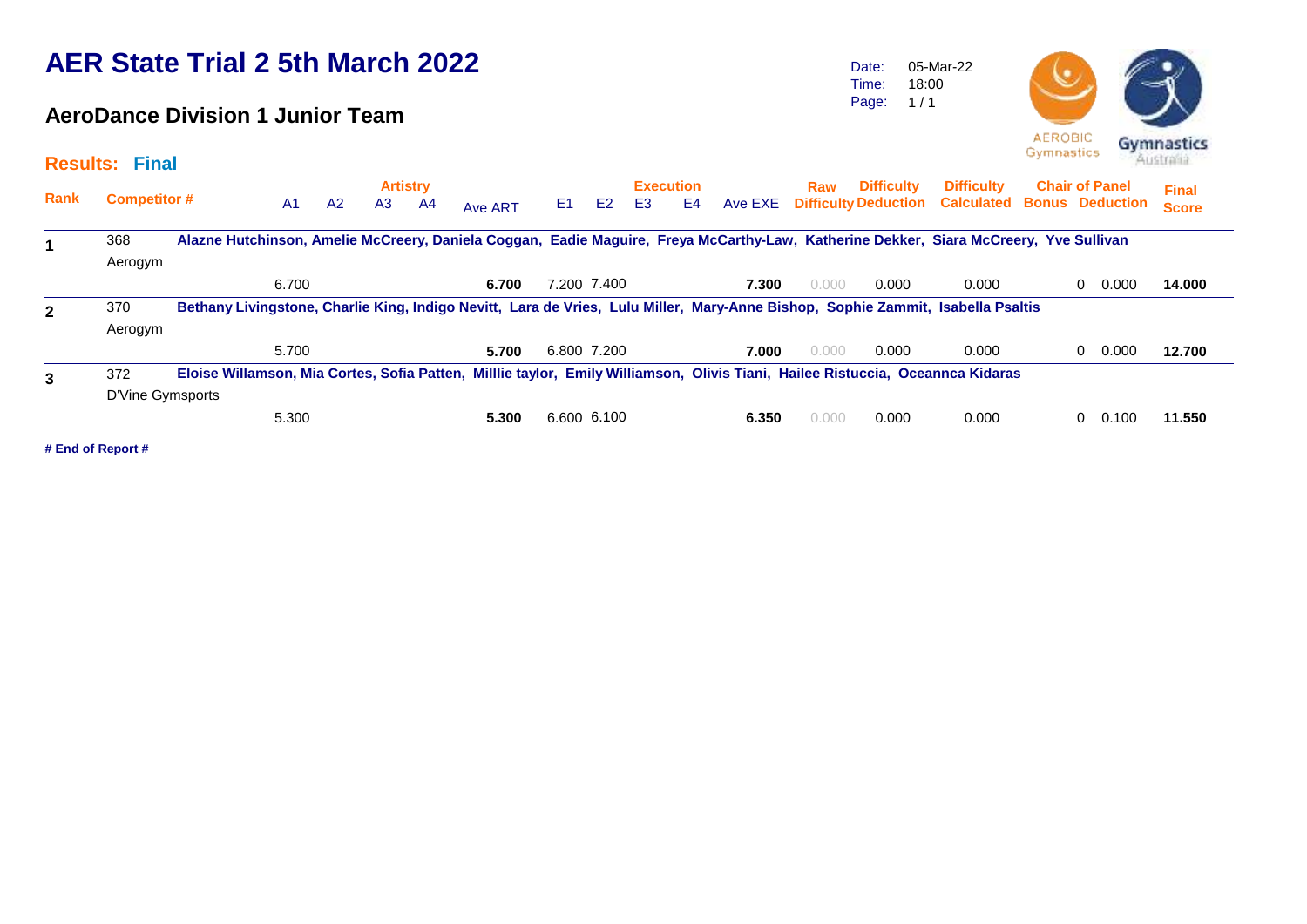# AER State Trial 2 5th March 2022

## AeroDance Division 1 Junior Team

Date: 05-Mar-22
Time: 18:00
Page: 1 / 1

AEROBIC Gymnastics

Gymnastics Australia

**Results: Final**

| Rank | Competitor # | Artistry A1 | A2 | A3 | A4 | Ave ART | Execution E1 | E2 | E3 | E4 | Ave EXE | Raw Difficulty | Difficulty Deduction | Difficulty Calculated | Chair of Panel Bonus | Chair of Panel Deduction | Final Score |
|---|---|---|---|---|---|---|---|---|---|---|---|---|---|---|---|---|---|
| **1** | 368 Aerogym — **Alazne Hutchinson, Amelie McCreery, Daniela Coggan, Eadie Maguire, Freya McCarthy-Law, Katherine Dekker, Siara McCreery, Yve Sullivan** | | | | | | | | | | | | | | | | |
| | | 6.700 | | | | **6.700** | 7.200 | 7.400 | | | **7.300** | 0.000 | 0.000 | 0.000 | 0 | 0.000 | **14.000** |
| **2** | 370 Aerogym — **Bethany Livingstone, Charlie King, Indigo Nevitt, Lara de Vries, Lulu Miller, Mary-Anne Bishop, Sophie Zammit, Isabella Psaltis** | | | | | | | | | | | | | | | | |
| | | 5.700 | | | | **5.700** | 6.800 | 7.200 | | | **7.000** | 0.000 | 0.000 | 0.000 | 0 | 0.000 | **12.700** |
| **3** | 372 D'Vine Gymsports — **Eloise Willamson, Mia Cortes, Sofia Patten, Milllie taylor, Emily Williamson, Olivis Tiani, Hailee Ristuccia, Oceannca Kidaras** | | | | | | | | | | | | | | | | |
| | | 5.300 | | | | **5.300** | 6.600 | 6.100 | | | **6.350** | 0.000 | 0.000 | 0.000 | 0 | 0.100 | **11.550** |

**# End of Report #**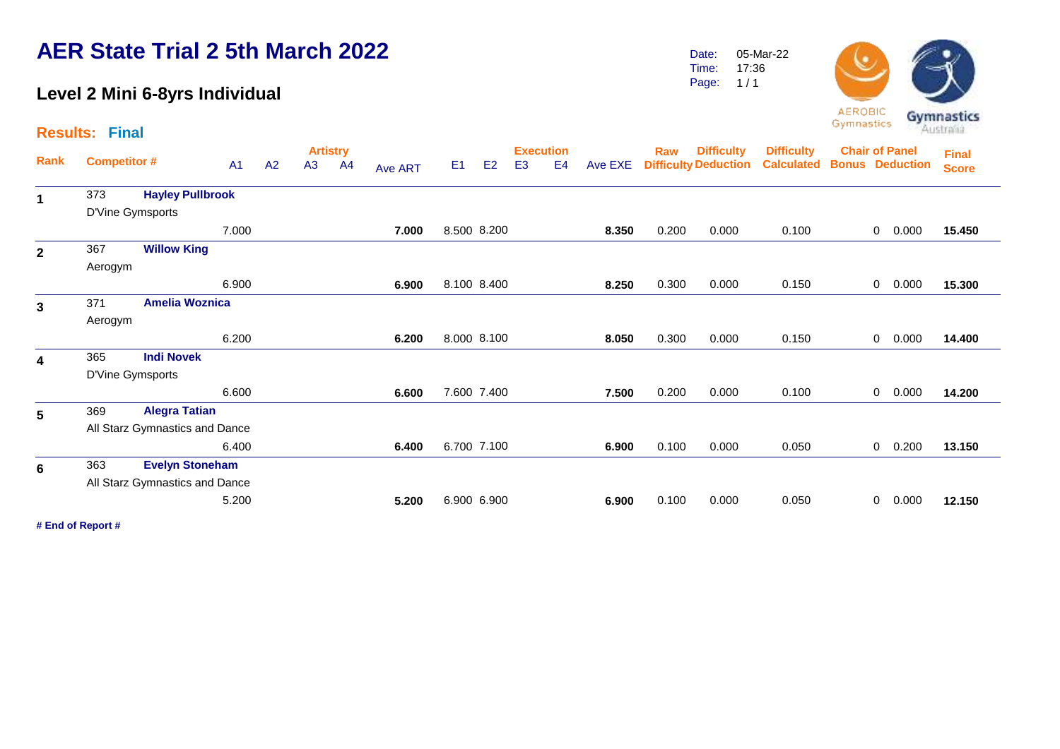# AER State Trial 2 5th March 2022

## Level 2 Mini 6-8yrs Individual

Date: 05-Mar-22
Time: 17:36

**Results: Final**

| Rank | Competitor # | | A1 | A2 | A3 | A4 | Ave ART | E1 | E2 | E3 | E4 | Ave EXE | Raw Difficulty | Difficulty Deduction | Difficulty Calculated | Chair of Panel Bonus | Chair of Panel Deduction | Final Score |
|---|---|---|---|---|---|---|---|---|---|---|---|---|---|---|---|---|---|---|
| 1 | 373 | **Hayley Pullbrook** D'Vine Gymsports | 7.000 | | | | **7.000** | 8.500 | 8.200 | | | **8.350** | 0.200 | 0.000 | 0.100 | 0 | 0.000 | **15.450** |
| 2 | 367 | **Willow King** Aerogym | 6.900 | | | | **6.900** | 8.100 | 8.400 | | | **8.250** | 0.300 | 0.000 | 0.150 | 0 | 0.000 | **15.300** |
| 3 | 371 | **Amelia Woznica** Aerogym | 6.200 | | | | **6.200** | 8.000 | 8.100 | | | **8.050** | 0.300 | 0.000 | 0.150 | 0 | 0.000 | **14.400** |
| 4 | 365 | **Indi Novek** D'Vine Gymsports | 6.600 | | | | **6.600** | 7.600 | 7.400 | | | **7.500** | 0.200 | 0.000 | 0.100 | 0 | 0.000 | **14.200** |
| 5 | 369 | **Alegra Tatian** All Starz Gymnastics and Dance | 6.400 | | | | **6.400** | 6.700 | 7.100 | | | **6.900** | 0.100 | 0.000 | 0.050 | 0 | 0.200 | **13.150** |
| 6 | 363 | **Evelyn Stoneham** All Starz Gymnastics and Dance | 5.200 | | | | **5.200** | 6.900 | 6.900 | | | **6.900** | 0.100 | 0.000 | 0.050 | 0 | 0.000 | **12.150** |

**# End of Report #**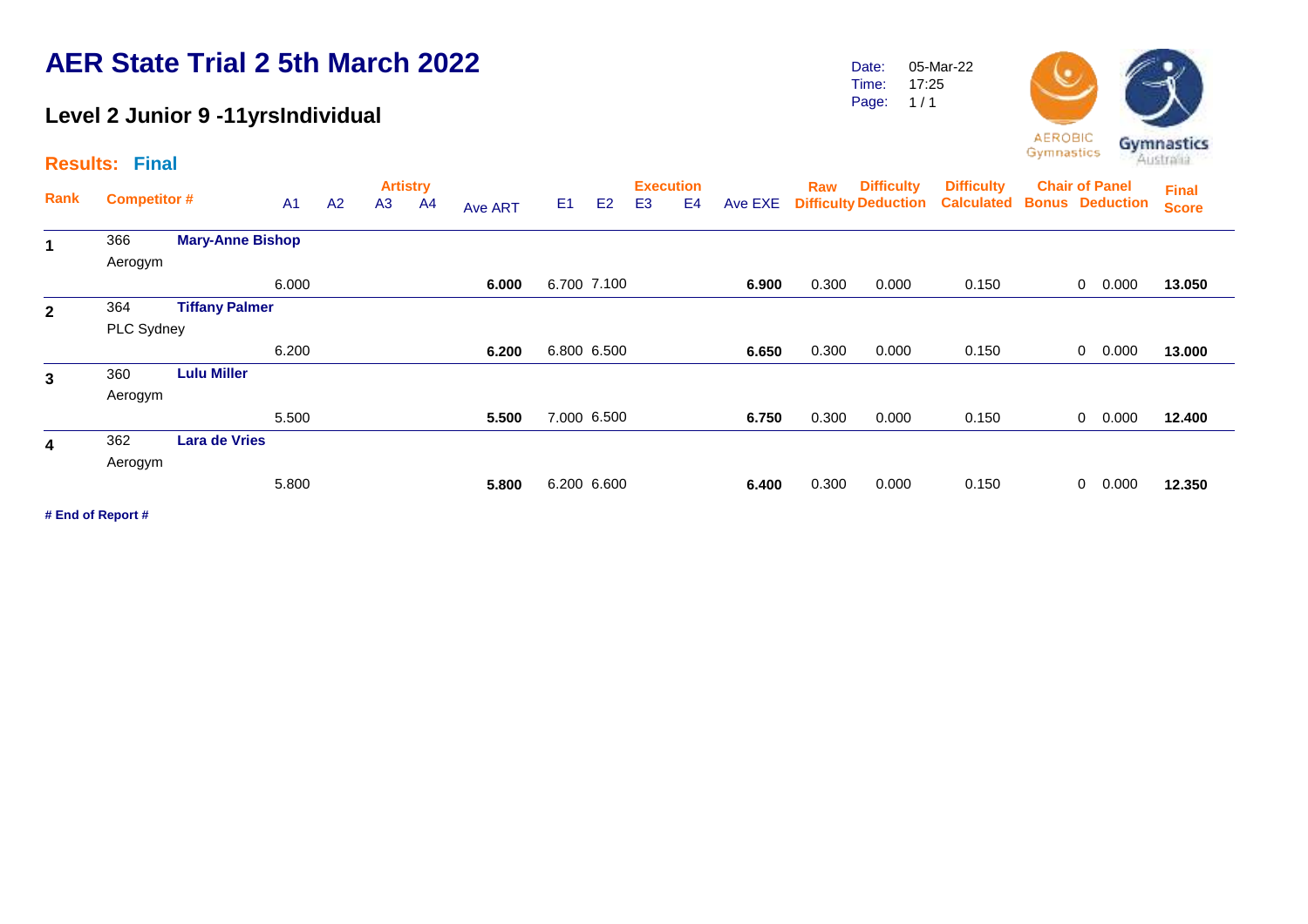# AER State Trial 2 5th March 2022

## Level 2 Junior 9 -11yrsIndividual

Date: 05-Mar-22
Time: 17:25
Page: 1 / 1

**Results: Final**

| Rank | Competitor # | | A1 | A2 | A3 | A4 | Ave ART | E1 | E2 | E3 | E4 | Ave EXE | Raw Difficulty | Difficulty Deduction | Difficulty Calculated | Chair of Panel Bonus | Chair of Panel Deduction | Final Score |
|---|---|---|---|---|---|---|---|---|---|---|---|---|---|---|---|---|---|---|
| | | | Artistry | | | | | Execution | | | | | | | | | | |
| 1 | 366 Aerogym | **Mary-Anne Bishop** | 6.000 | | | | **6.000** | 6.700 | 7.100 | | | **6.900** | 0.300 | 0.000 | 0.150 | 0 | 0.000 | **13.050** |
| 2 | 364 PLC Sydney | **Tiffany Palmer** | 6.200 | | | | **6.200** | 6.800 | 6.500 | | | **6.650** | 0.300 | 0.000 | 0.150 | 0 | 0.000 | **13.000** |
| 3 | 360 Aerogym | **Lulu Miller** | 5.500 | | | | **5.500** | 7.000 | 6.500 | | | **6.750** | 0.300 | 0.000 | 0.150 | 0 | 0.000 | **12.400** |
| 4 | 362 Aerogym | **Lara de Vries** | 5.800 | | | | **5.800** | 6.200 | 6.600 | | | **6.400** | 0.300 | 0.000 | 0.150 | 0 | 0.000 | **12.350** |

**# End of Report #**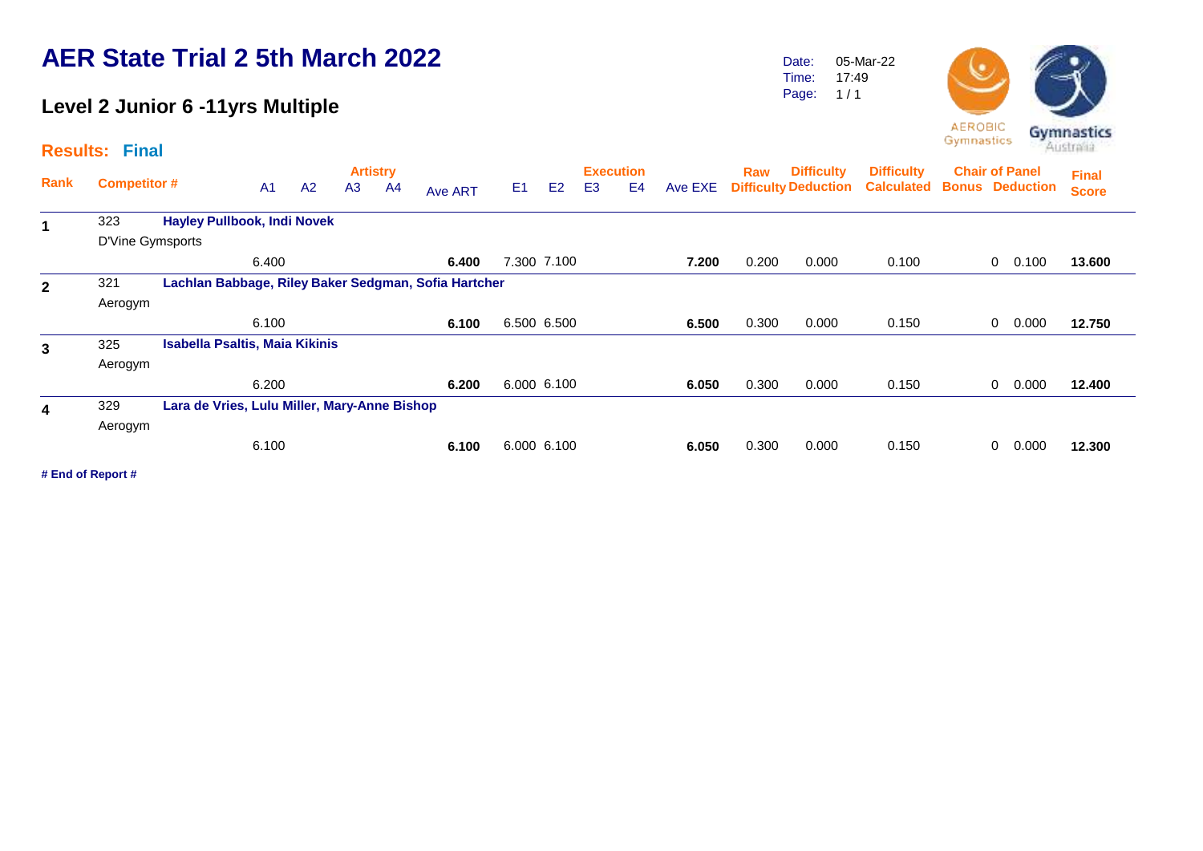# AER State Trial 2 5th March 2022

## Level 2 Junior 6 -11yrs Multiple

Date: 05-Mar-22
Time: 17:49
Page: 1 / 1

AEROBIC Gymnastics | Gymnastics Australia

**Results: Final**

| Rank | Competitor # | | A1 | A2 | A3 | A4 | Ave ART | E1 | E2 | E3 | E4 | Ave EXE | Raw Difficulty | Difficulty Deduction | Difficulty Calculated | Chair of Panel Bonus | Chair of Panel Deduction | Final Score |
|---|---|---|---|---|---|---|---|---|---|---|---|---|---|---|---|---|---|---|
| **1** | 323 | **Hayley Pullbook, Indi Novek** | | | | | | | | | | | | | | | | |
| | D'Vine Gymsports | | | | | | | | | | | | | | | | | |
| | | | 6.400 | | | | **6.400** | 7.300 | 7.100 | | | **7.200** | 0.200 | 0.000 | 0.100 | 0 | 0.100 | **13.600** |
| **2** | 321 | **Lachlan Babbage, Riley Baker Sedgman, Sofia Hartcher** | | | | | | | | | | | | | | | | |
| | Aerogym | | | | | | | | | | | | | | | | | |
| | | | 6.100 | | | | **6.100** | 6.500 | 6.500 | | | **6.500** | 0.300 | 0.000 | 0.150 | 0 | 0.000 | **12.750** |
| **3** | 325 | **Isabella Psaltis, Maia Kikinis** | | | | | | | | | | | | | | | | |
| | Aerogym | | | | | | | | | | | | | | | | | |
| | | | 6.200 | | | | **6.200** | 6.000 | 6.100 | | | **6.050** | 0.300 | 0.000 | 0.150 | 0 | 0.000 | **12.400** |
| **4** | 329 | **Lara de Vries, Lulu Miller, Mary-Anne Bishop** | | | | | | | | | | | | | | | | |
| | Aerogym | | | | | | | | | | | | | | | | | |
| | | | 6.100 | | | | **6.100** | 6.000 | 6.100 | | | **6.050** | 0.300 | 0.000 | 0.150 | 0 | 0.000 | **12.300** |

**# End of Report #**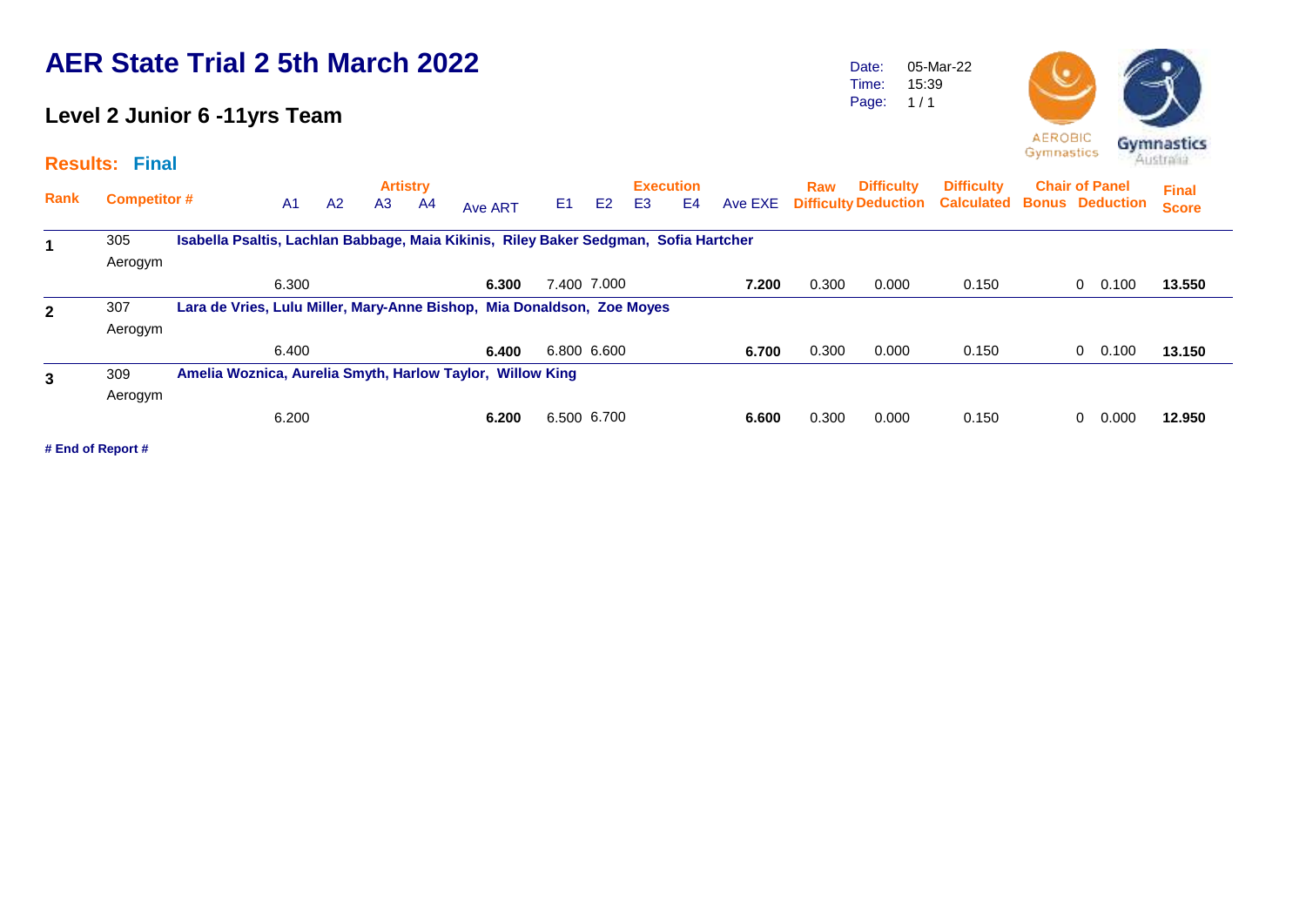# AER State Trial 2 5th March 2022

## Level 2 Junior 6 -11yrs Team

Date: 05-Mar-22
Time: 15:39
Page: 1 / 1

**Results: Final**

| Rank | Competitor # | | Artistry A1 | A2 | A3 | A4 | Ave ART | Execution E1 | E2 | E3 | E4 | Ave EXE | Raw Difficulty | Difficulty Deduction | Difficulty Calculated | Chair of Panel Bonus | Chair of Panel Deduction | Final Score |
|---|---|---|---|---|---|---|---|---|---|---|---|---|---|---|---|---|---|---|
| **1** | 305 Aerogym | **Isabella Psaltis, Lachlan Babbage, Maia Kikinis, Riley Baker Sedgman, Sofia Hartcher** | 6.300 | | | | **6.300** | 7.400 | 7.000 | | | **7.200** | 0.300 | 0.000 | 0.150 | 0 | 0.100 | **13.550** |
| **2** | 307 Aerogym | **Lara de Vries, Lulu Miller, Mary-Anne Bishop, Mia Donaldson, Zoe Moyes** | 6.400 | | | | **6.400** | 6.800 | 6.600 | | | **6.700** | 0.300 | 0.000 | 0.150 | 0 | 0.100 | **13.150** |
| **3** | 309 Aerogym | **Amelia Woznica, Aurelia Smyth, Harlow Taylor, Willow King** | 6.200 | | | | **6.200** | 6.500 | 6.700 | | | **6.600** | 0.300 | 0.000 | 0.150 | 0 | 0.000 | **12.950** |

**# End of Report #**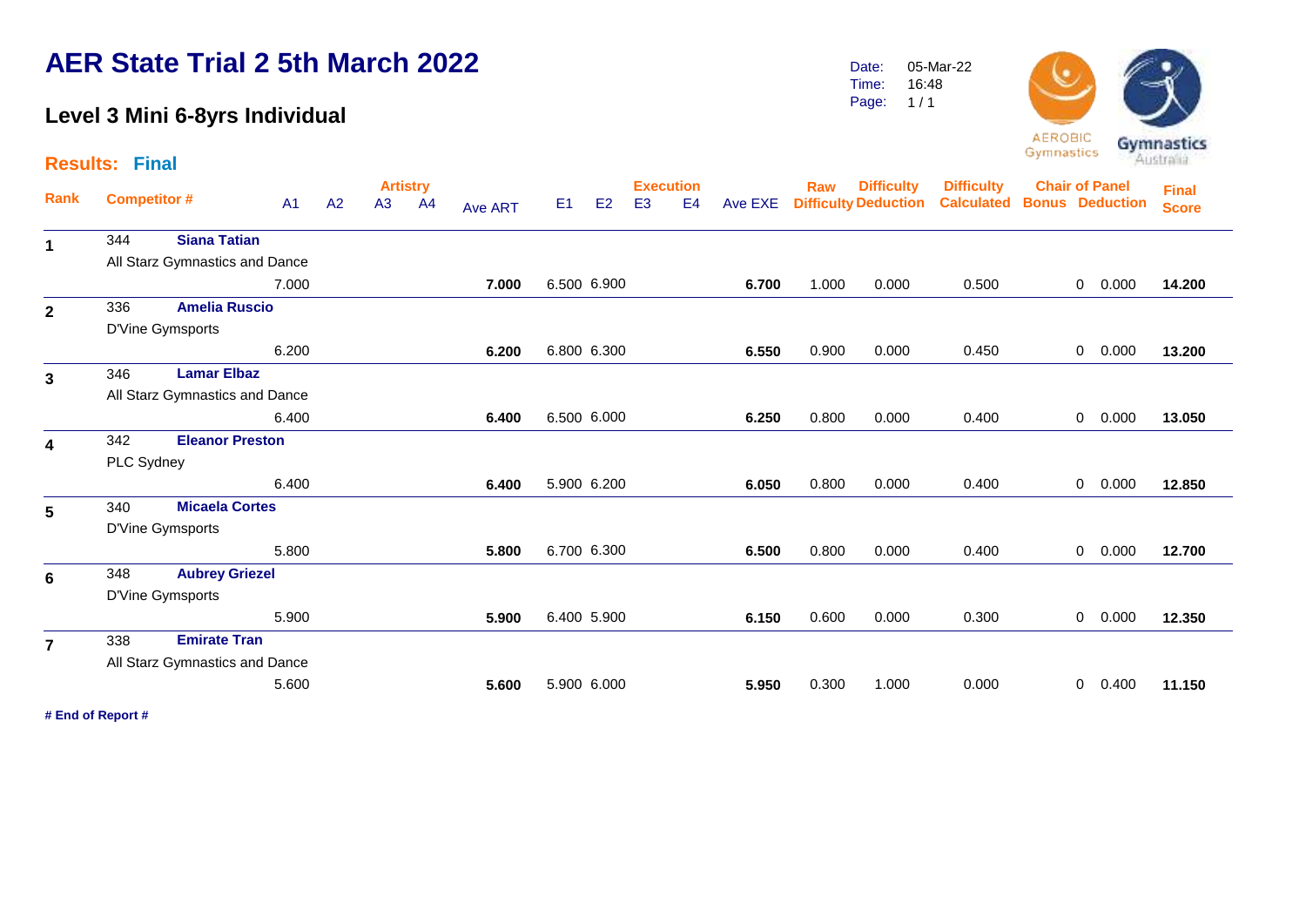# AER State Trial 2 5th March 2022

## Level 3 Mini 6-8yrs Individual

Date: 05-Mar-22
Time: 16:48

**Results: Final**

| Rank | Competitor # | | Artistry A1 | A2 | A3 | A4 | Ave ART | Execution E1 | E2 | E3 | E4 | Ave EXE | Raw Difficulty | Difficulty Deduction | Difficulty Calculated | Chair of Panel Bonus | Chair of Panel Deduction | Final Score |
|---|---|---|---|---|---|---|---|---|---|---|---|---|---|---|---|---|---|---|
| 1 | 344 | **Siana Tatian** | | | | | | | | | | | | | | | | |
| | All Starz Gymnastics and Dance | | | | | | | | | | | | | | | | | |
| | | | 7.000 | | | | **7.000** | 6.500 | 6.900 | | | **6.700** | 1.000 | 0.000 | 0.500 | 0 | 0.000 | **14.200** |
| 2 | 336 | **Amelia Ruscio** | | | | | | | | | | | | | | | | |
| | D'Vine Gymsports | | | | | | | | | | | | | | | | | |
| | | | 6.200 | | | | **6.200** | 6.800 | 6.300 | | | **6.550** | 0.900 | 0.000 | 0.450 | 0 | 0.000 | **13.200** |
| 3 | 346 | **Lamar Elbaz** | | | | | | | | | | | | | | | | |
| | All Starz Gymnastics and Dance | | | | | | | | | | | | | | | | | |
| | | | 6.400 | | | | **6.400** | 6.500 | 6.000 | | | **6.250** | 0.800 | 0.000 | 0.400 | 0 | 0.000 | **13.050** |
| 4 | 342 | **Eleanor Preston** | | | | | | | | | | | | | | | | |
| | PLC Sydney | | | | | | | | | | | | | | | | | |
| | | | 6.400 | | | | **6.400** | 5.900 | 6.200 | | | **6.050** | 0.800 | 0.000 | 0.400 | 0 | 0.000 | **12.850** |
| 5 | 340 | **Micaela Cortes** | | | | | | | | | | | | | | | | |
| | D'Vine Gymsports | | | | | | | | | | | | | | | | | |
| | | | 5.800 | | | | **5.800** | 6.700 | 6.300 | | | **6.500** | 0.800 | 0.000 | 0.400 | 0 | 0.000 | **12.700** |
| 6 | 348 | **Aubrey Griezel** | | | | | | | | | | | | | | | | |
| | D'Vine Gymsports | | | | | | | | | | | | | | | | | |
| | | | 5.900 | | | | **5.900** | 6.400 | 5.900 | | | **6.150** | 0.600 | 0.000 | 0.300 | 0 | 0.000 | **12.350** |
| 7 | 338 | **Emirate Tran** | | | | | | | | | | | | | | | | |
| | All Starz Gymnastics and Dance | | | | | | | | | | | | | | | | | |
| | | | 5.600 | | | | **5.600** | 5.900 | 6.000 | | | **5.950** | 0.300 | 1.000 | 0.000 | 0 | 0.400 | **11.150** |

**# End of Report #**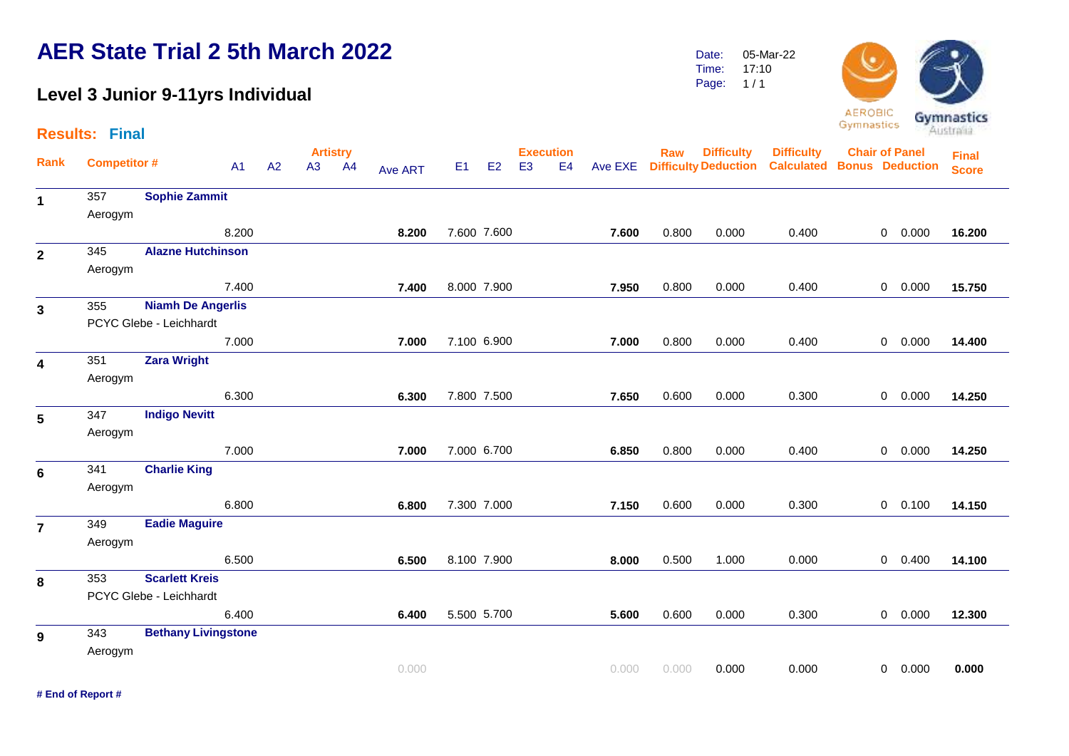# AER State Trial 2 5th March 2022

## Level 3 Junior 9-11yrs Individual

Date: 05-Mar-22
Time: 17:10
Page: 1 / 1

**Results: Final**

| Rank | Competitor # | | A1 | A2 | A3 | A4 | Ave ART | E1 | E2 | E3 | E4 | Ave EXE | Raw Difficulty | Difficulty Deduction | Difficulty Calculated | Chair of Panel Bonus | Chair of Panel Deduction | Final Score |
|---|---|---|---|---|---|---|---|---|---|---|---|---|---|---|---|---|---|---|
| 1 | 357 Aerogym | Sophie Zammit | 8.200 | | | | 8.200 | 7.600 | 7.600 | | | 7.600 | 0.800 | 0.000 | 0.400 | 0 | 0.000 | 16.200 |
| 2 | 345 Aerogym | Alazne Hutchinson | 7.400 | | | | 7.400 | 8.000 | 7.900 | | | 7.950 | 0.800 | 0.000 | 0.400 | 0 | 0.000 | 15.750 |
| 3 | 355 PCYC Glebe - Leichhardt | Niamh De Angerlis | 7.000 | | | | 7.000 | 7.100 | 6.900 | | | 7.000 | 0.800 | 0.000 | 0.400 | 0 | 0.000 | 14.400 |
| 4 | 351 Aerogym | Zara Wright | 6.300 | | | | 6.300 | 7.800 | 7.500 | | | 7.650 | 0.600 | 0.000 | 0.300 | 0 | 0.000 | 14.250 |
| 5 | 347 Aerogym | Indigo Nevitt | 7.000 | | | | 7.000 | 7.000 | 6.700 | | | 6.850 | 0.800 | 0.000 | 0.400 | 0 | 0.000 | 14.250 |
| 6 | 341 Aerogym | Charlie King | 6.800 | | | | 6.800 | 7.300 | 7.000 | | | 7.150 | 0.600 | 0.000 | 0.300 | 0 | 0.100 | 14.150 |
| 7 | 349 Aerogym | Eadie Maguire | 6.500 | | | | 6.500 | 8.100 | 7.900 | | | 8.000 | 0.500 | 1.000 | 0.000 | 0 | 0.400 | 14.100 |
| 8 | 353 PCYC Glebe - Leichhardt | Scarlett Kreis | 6.400 | | | | 6.400 | 5.500 | 5.700 | | | 5.600 | 0.600 | 0.000 | 0.300 | 0 | 0.000 | 12.300 |
| 9 | 343 Aerogym | Bethany Livingstone | | | | | 0.000 | | | | | 0.000 | 0.000 | 0.000 | 0.000 | 0 | 0.000 | 0.000 |

**# End of Report #**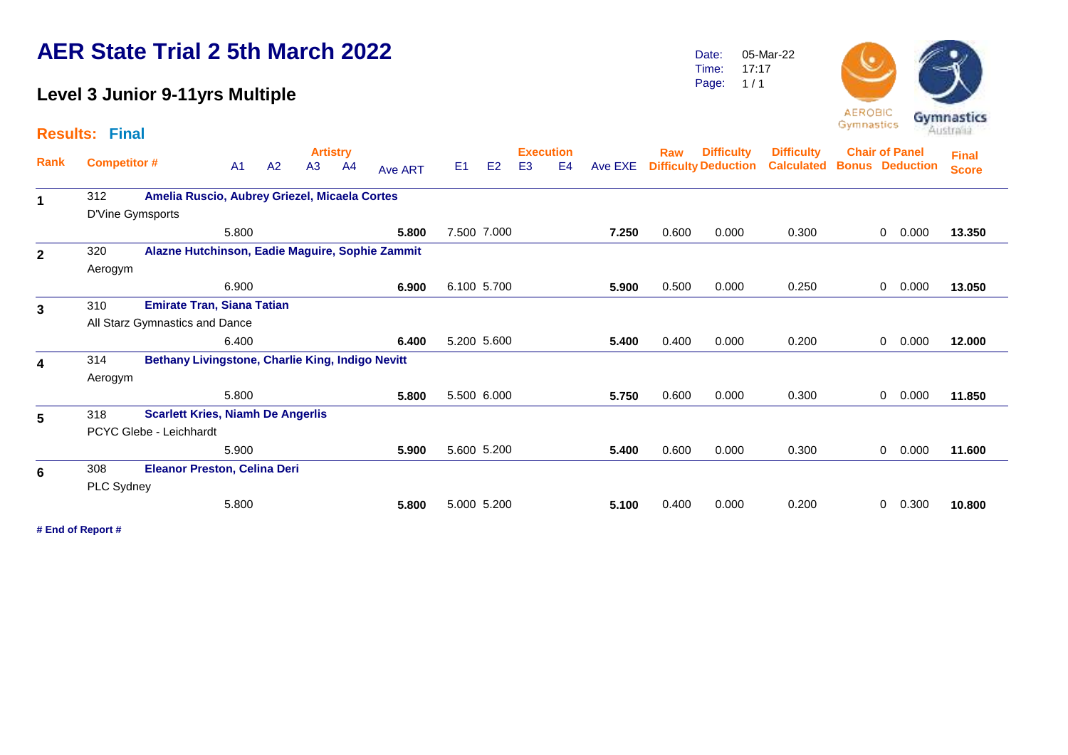# AER State Trial 2 5th March 2022

## Level 3 Junior 9-11yrs Multiple

Date: 05-Mar-22
Time: 17:17

**Results: Final**

| Rank | Competitor # | | A1 | A2 | A3 | A4 | Ave ART | E1 | E2 | E3 | E4 | Ave EXE | Raw Difficulty | Difficulty Deduction | Difficulty Calculated | Chair of Panel Bonus | Chair of Panel Deduction | Final Score |
|---|---|---|---|---|---|---|---|---|---|---|---|---|---|---|---|---|---|---|
| **1** | 312 | **Amelia Ruscio, Aubrey Griezel, Micaela Cortes** | | | | | | | | | | | | | | | | |
| | D'Vine Gymsports | | | | | | | | | | | | | | | | | |
| | | | 5.800 | | | | **5.800** | 7.500 | 7.000 | | | **7.250** | 0.600 | 0.000 | 0.300 | 0 | 0.000 | **13.350** |
| **2** | 320 | **Alazne Hutchinson, Eadie Maguire, Sophie Zammit** | | | | | | | | | | | | | | | | |
| | Aerogym | | | | | | | | | | | | | | | | | |
| | | | 6.900 | | | | **6.900** | 6.100 | 5.700 | | | **5.900** | 0.500 | 0.000 | 0.250 | 0 | 0.000 | **13.050** |
| **3** | 310 | **Emirate Tran, Siana Tatian** | | | | | | | | | | | | | | | | |
| | All Starz Gymnastics and Dance | | | | | | | | | | | | | | | | | |
| | | | 6.400 | | | | **6.400** | 5.200 | 5.600 | | | **5.400** | 0.400 | 0.000 | 0.200 | 0 | 0.000 | **12.000** |
| **4** | 314 | **Bethany Livingstone, Charlie King, Indigo Nevitt** | | | | | | | | | | | | | | | | |
| | Aerogym | | | | | | | | | | | | | | | | | |
| | | | 5.800 | | | | **5.800** | 5.500 | 6.000 | | | **5.750** | 0.600 | 0.000 | 0.300 | 0 | 0.000 | **11.850** |
| **5** | 318 | **Scarlett Kries, Niamh De Angerlis** | | | | | | | | | | | | | | | | |
| | PCYC Glebe - Leichhardt | | | | | | | | | | | | | | | | | |
| | | | 5.900 | | | | **5.900** | 5.600 | 5.200 | | | **5.400** | 0.600 | 0.000 | 0.300 | 0 | 0.000 | **11.600** |
| **6** | 308 | **Eleanor Preston, Celina Deri** | | | | | | | | | | | | | | | | |
| | PLC Sydney | | | | | | | | | | | | | | | | | |
| | | | 5.800 | | | | **5.800** | 5.000 | 5.200 | | | **5.100** | 0.400 | 0.000 | 0.200 | 0 | 0.300 | **10.800** |

**# End of Report #**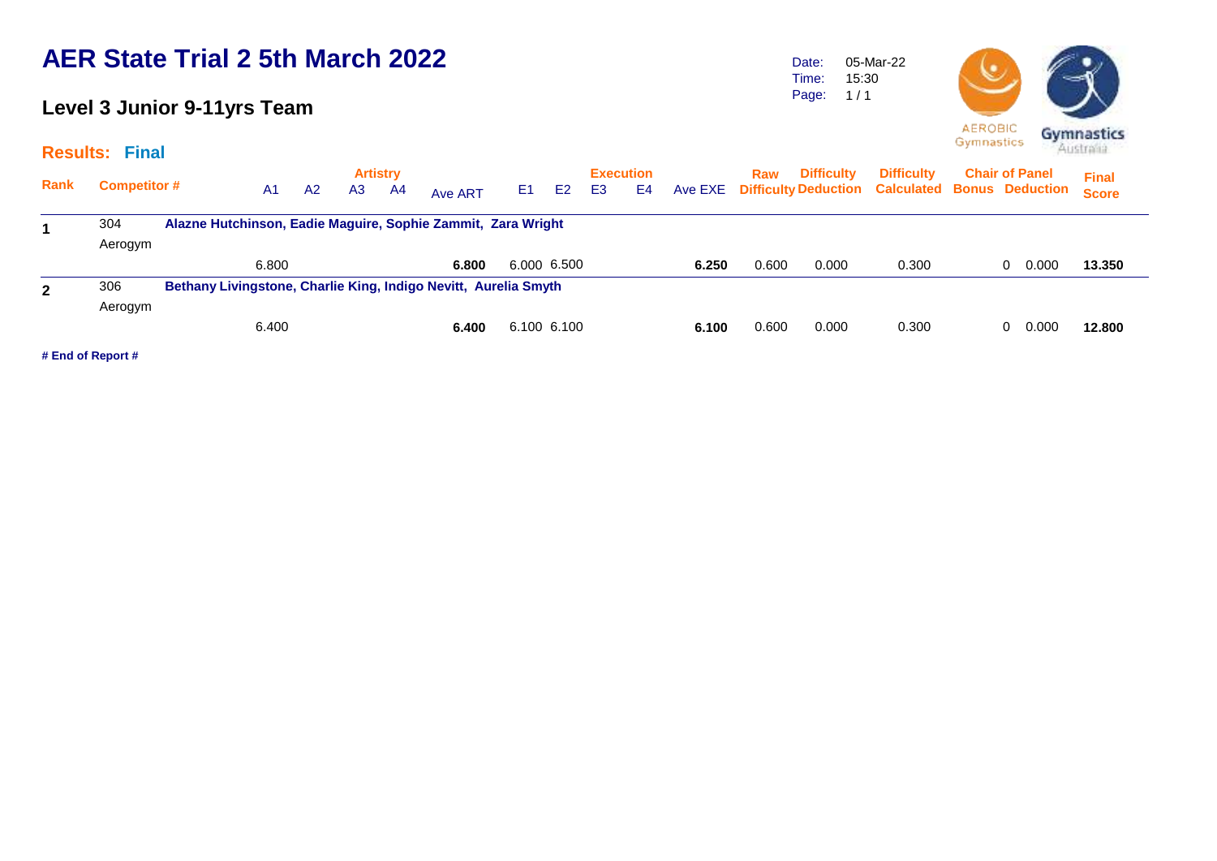# AER State Trial 2 5th March 2022

## Level 3 Junior 9-11yrs Team

Date: 05-Mar-22
Time: 15:30
Page: 1 / 1

**Results: Final**

| Rank | Competitor # | | A1 | A2 | A3 | A4 | Ave ART | E1 | E2 | E3 | E4 | Ave EXE | Raw Difficulty | Difficulty Deduction | Difficulty Calculated | Chair of Panel Bonus | Chair of Panel Deduction | Final Score |
|---|---|---|---|---|---|---|---|---|---|---|---|---|---|---|---|---|---|---|
| **1** | 304 Aerogym | **Alazne Hutchinson, Eadie Maguire, Sophie Zammit, Zara Wright** | 6.800 | | | | **6.800** | 6.000 | 6.500 | | | **6.250** | 0.600 | 0.000 | 0.300 | 0 | 0.000 | **13.350** |
| **2** | 306 Aerogym | **Bethany Livingstone, Charlie King, Indigo Nevitt, Aurelia Smyth** | 6.400 | | | | **6.400** | 6.100 | 6.100 | | | **6.100** | 0.600 | 0.000 | 0.300 | 0 | 0.000 | **12.800** |

**# End of Report #**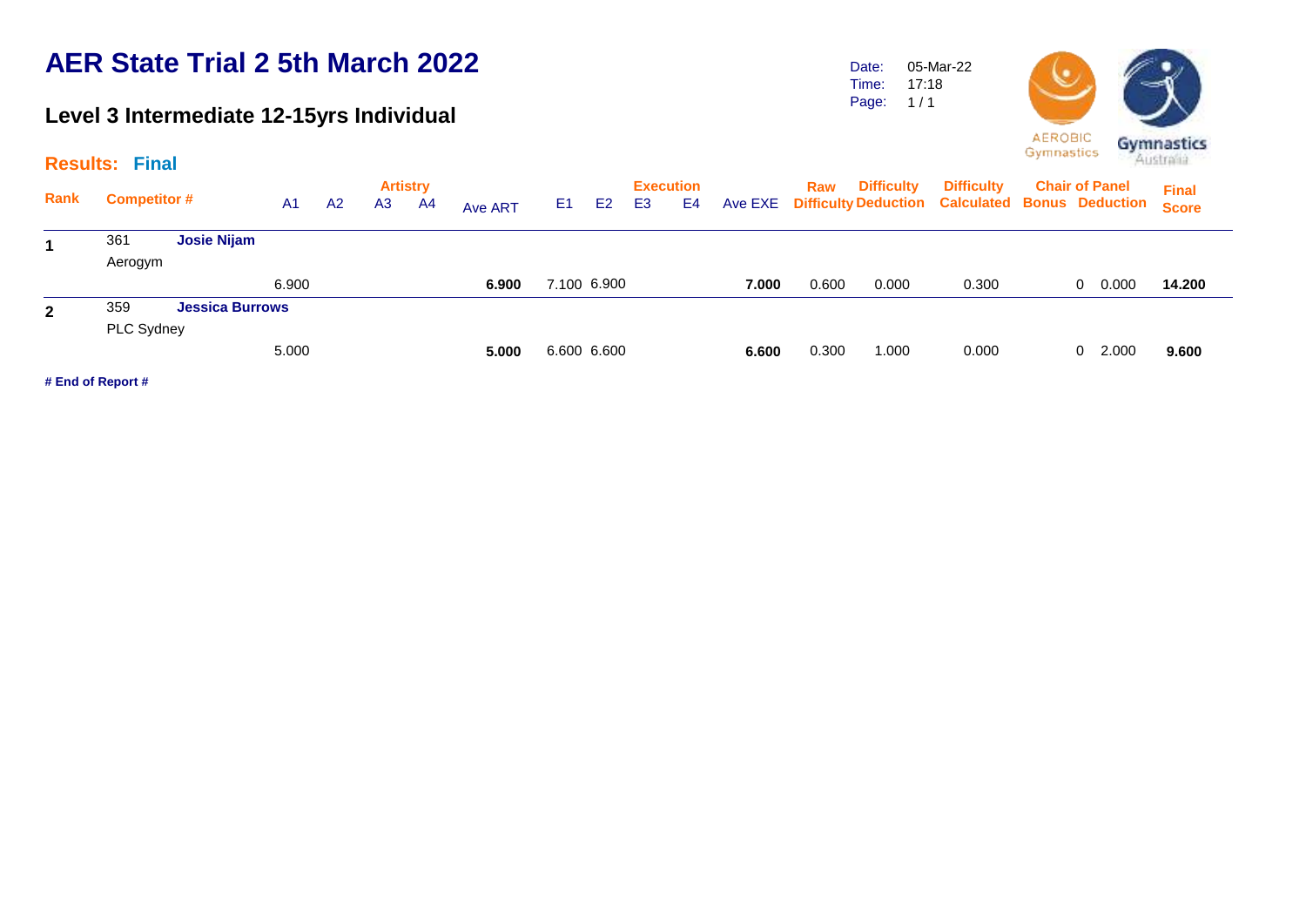# AER State Trial 2 5th March 2022

## Level 3 Intermediate 12-15yrs Individual

Date: 05-Mar-22
Time: 17:18
Page: 1 / 1

**Results: Final**

| Rank | Competitor # | | Artistry A1 | A2 | A3 | A4 | Ave ART | Execution E1 | E2 | E3 | E4 | Ave EXE | Raw Difficulty | Difficulty Deduction | Difficulty Calculated | Chair of Panel Bonus | Deduction | Final Score |
|---|---|---|---|---|---|---|---|---|---|---|---|---|---|---|---|---|---|---|
| **1** | 361 Aerogym | **Josie Nijam** | 6.900 | | | | **6.900** | 7.100 | 6.900 | | | **7.000** | 0.600 | 0.000 | 0.300 | 0 | 0.000 | **14.200** |
| **2** | 359 PLC Sydney | **Jessica Burrows** | 5.000 | | | | **5.000** | 6.600 | 6.600 | | | **6.600** | 0.300 | 1.000 | 0.000 | 0 | 2.000 | **9.600** |

**# End of Report #**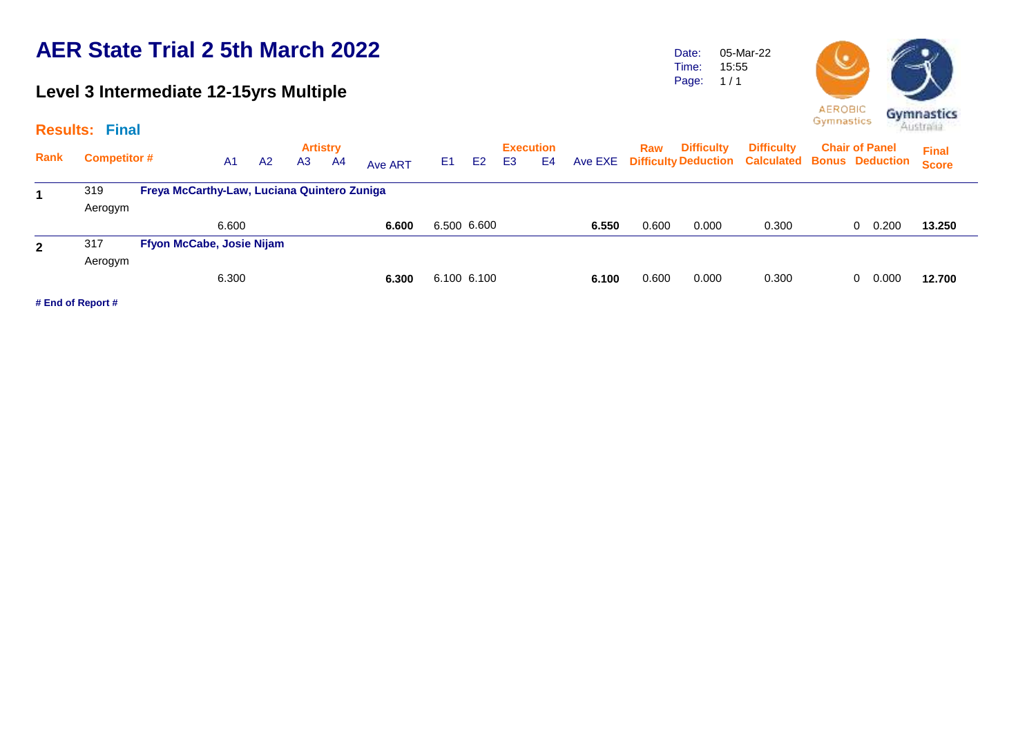# AER State Trial 2 5th March 2022

## Level 3 Intermediate 12-15yrs Multiple

Date: 05-Mar-22
Time: 15:55

**Results: Final**

| Rank | Competitor # | | Artistry A1 | A2 | A3 | A4 | Ave ART | Execution E1 | E2 | E3 | E4 | Ave EXE | Raw Difficulty | Difficulty Deduction | Difficulty Calculated | Chair of Panel Bonus | Chair of Panel Deduction | Final Score |
|---|---|---|---|---|---|---|---|---|---|---|---|---|---|---|---|---|---|---|
| **1** | 319 Aerogym | **Freya McCarthy-Law, Luciana Quintero Zuniga** | 6.600 | | | | **6.600** | 6.500 | 6.600 | | | **6.550** | 0.600 | 0.000 | 0.300 | 0 | 0.200 | **13.250** |
| **2** | 317 Aerogym | **Ffyon McCabe, Josie Nijam** | 6.300 | | | | **6.300** | 6.100 | 6.100 | | | **6.100** | 0.600 | 0.000 | 0.300 | 0 | 0.000 | **12.700** |

**# End of Report #**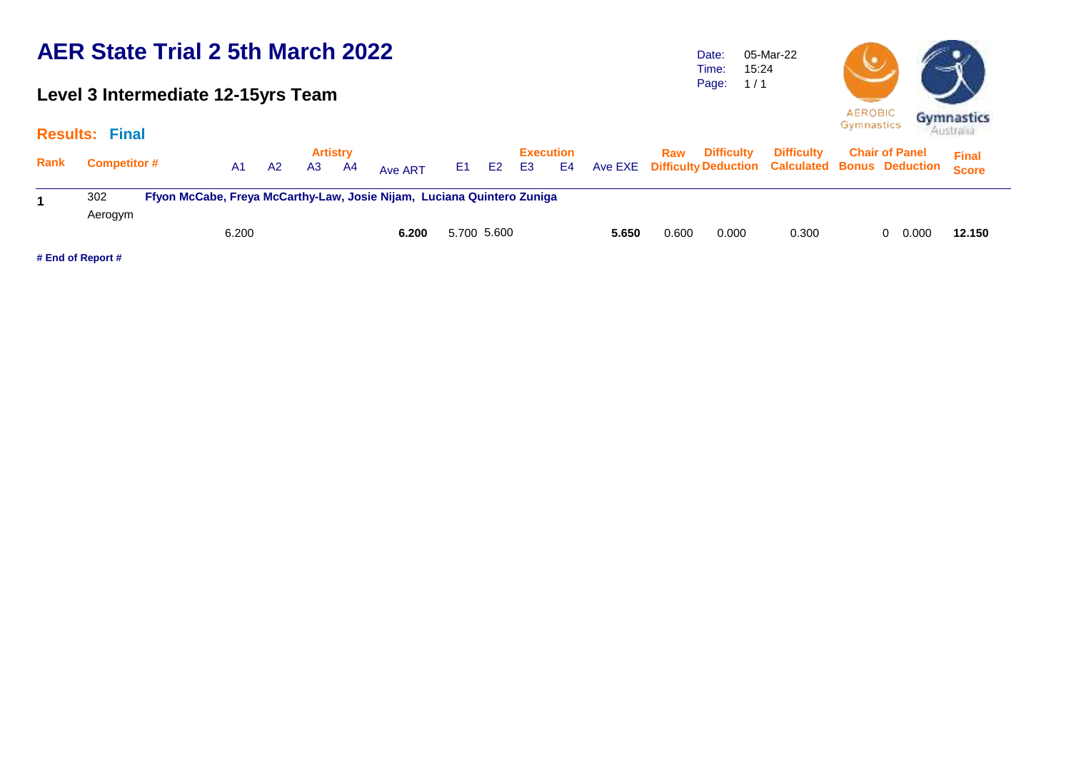# AER State Trial 2 5th March 2022

## Level 3 Intermediate 12-15yrs Team

Date: 05-Mar-22
Time: 15:24
Page: 1 / 1

**Results: Final**

| Rank | Competitor # | Artistry A1 | A2 | A3 | A4 | Ave ART | Execution E1 | E2 | E3 | E4 | Ave EXE | Raw Difficulty | Difficulty Deduction | Difficulty Calculated | Chair of Panel Bonus | Deduction | Final Score |
|---|---|---|---|---|---|---|---|---|---|---|---|---|---|---|---|---|---|
| 1 | 302 Aerogym — **Ffyon McCabe, Freya McCarthy-Law, Josie Nijam, Luciana Quintero Zuniga** | 6.200 | | | | **6.200** | 5.700 | 5.600 | | | **5.650** | 0.600 | 0.000 | 0.300 | 0 | 0.000 | **12.150** |

**# End of Report #**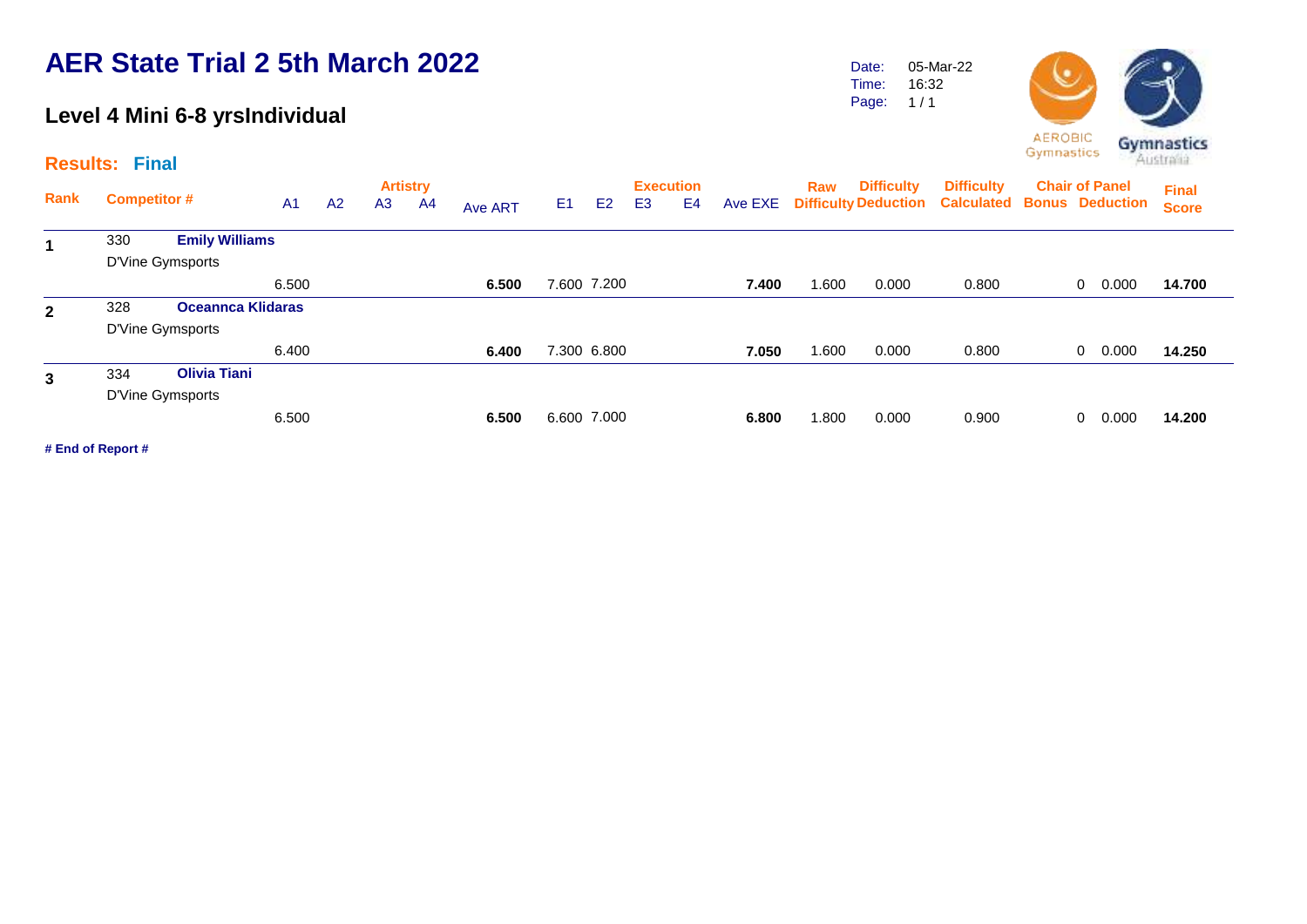# AER State Trial 2 5th March 2022

## Level 4 Mini 6-8 yrsIndividual

Date: 05-Mar-22
Time: 16:32

**Results: Final**

| Rank | Competitor # | | A1 | A2 | A3 | A4 | Ave ART | E1 | E2 | E3 | E4 | Ave EXE | Raw Difficulty | Difficulty Deduction | Difficulty Calculated | Chair of Panel Bonus | Chair of Panel Deduction | Final Score |
|---|---|---|---|---|---|---|---|---|---|---|---|---|---|---|---|---|---|---|
| 1 | 330 | **Emily Williams** | | | | | | | | | | | | | | | | |
| | D'Vine Gymsports | | | | | | | | | | | | | | | | | |
| | | | 6.500 | | | | **6.500** | 7.600 | 7.200 | | | **7.400** | 1.600 | 0.000 | 0.800 | 0 | 0.000 | **14.700** |
| 2 | 328 | **Oceannca Klidaras** | | | | | | | | | | | | | | | | |
| | D'Vine Gymsports | | | | | | | | | | | | | | | | | |
| | | | 6.400 | | | | **6.400** | 7.300 | 6.800 | | | **7.050** | 1.600 | 0.000 | 0.800 | 0 | 0.000 | **14.250** |
| 3 | 334 | **Olivia Tiani** | | | | | | | | | | | | | | | | |
| | D'Vine Gymsports | | | | | | | | | | | | | | | | | |
| | | | 6.500 | | | | **6.500** | 6.600 | 7.000 | | | **6.800** | 1.800 | 0.000 | 0.900 | 0 | 0.000 | **14.200** |

**# End of Report #**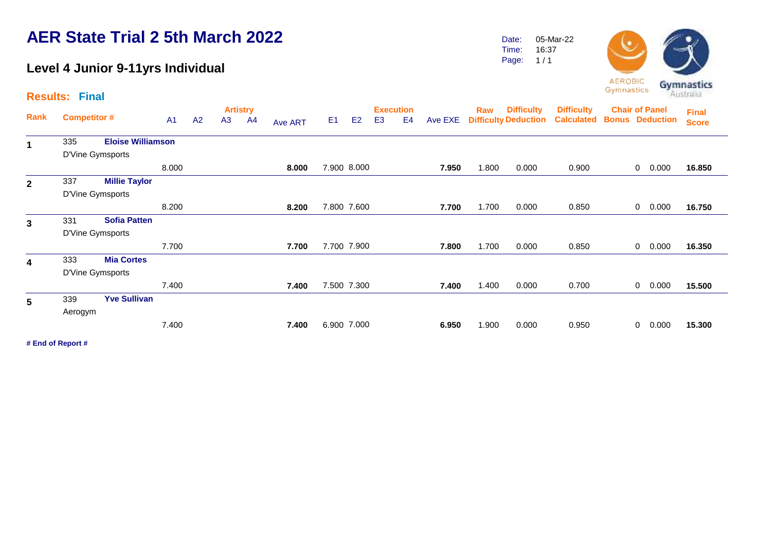# AER State Trial 2 5th March 2022

## Level 4 Junior 9-11yrs Individual

Date: 05-Mar-22
Time: 16:37
Page: 1 / 1

**Results: Final**

| Rank | Competitor # | | A1 | A2 | A3 | A4 | Ave ART | E1 | E2 | E3 | E4 | Ave EXE | Raw Difficulty | Difficulty Deduction | Difficulty Calculated | Chair of Panel Bonus | Chair of Panel Deduction | Final Score |
|---|---|---|---|---|---|---|---|---|---|---|---|---|---|---|---|---|---|---|
| 1 | 335 | **Eloise Williamson** | | | | | | | | | | | | | | | | |
| | D'Vine Gymsports | | | | | | | | | | | | | | | | | |
| | | | 8.000 | | | | **8.000** | 7.900 | 8.000 | | | **7.950** | 1.800 | 0.000 | 0.900 | 0 | 0.000 | **16.850** |
| 2 | 337 | **Millie Taylor** | | | | | | | | | | | | | | | | |
| | D'Vine Gymsports | | | | | | | | | | | | | | | | | |
| | | | 8.200 | | | | **8.200** | 7.800 | 7.600 | | | **7.700** | 1.700 | 0.000 | 0.850 | 0 | 0.000 | **16.750** |
| 3 | 331 | **Sofia Patten** | | | | | | | | | | | | | | | | |
| | D'Vine Gymsports | | | | | | | | | | | | | | | | | |
| | | | 7.700 | | | | **7.700** | 7.700 | 7.900 | | | **7.800** | 1.700 | 0.000 | 0.850 | 0 | 0.000 | **16.350** |
| 4 | 333 | **Mia Cortes** | | | | | | | | | | | | | | | | |
| | D'Vine Gymsports | | | | | | | | | | | | | | | | | |
| | | | 7.400 | | | | **7.400** | 7.500 | 7.300 | | | **7.400** | 1.400 | 0.000 | 0.700 | 0 | 0.000 | **15.500** |
| 5 | 339 | **Yve Sullivan** | | | | | | | | | | | | | | | | |
| | Aerogym | | | | | | | | | | | | | | | | | |
| | | | 7.400 | | | | **7.400** | 6.900 | 7.000 | | | **6.950** | 1.900 | 0.000 | 0.950 | 0 | 0.000 | **15.300** |

**# End of Report #**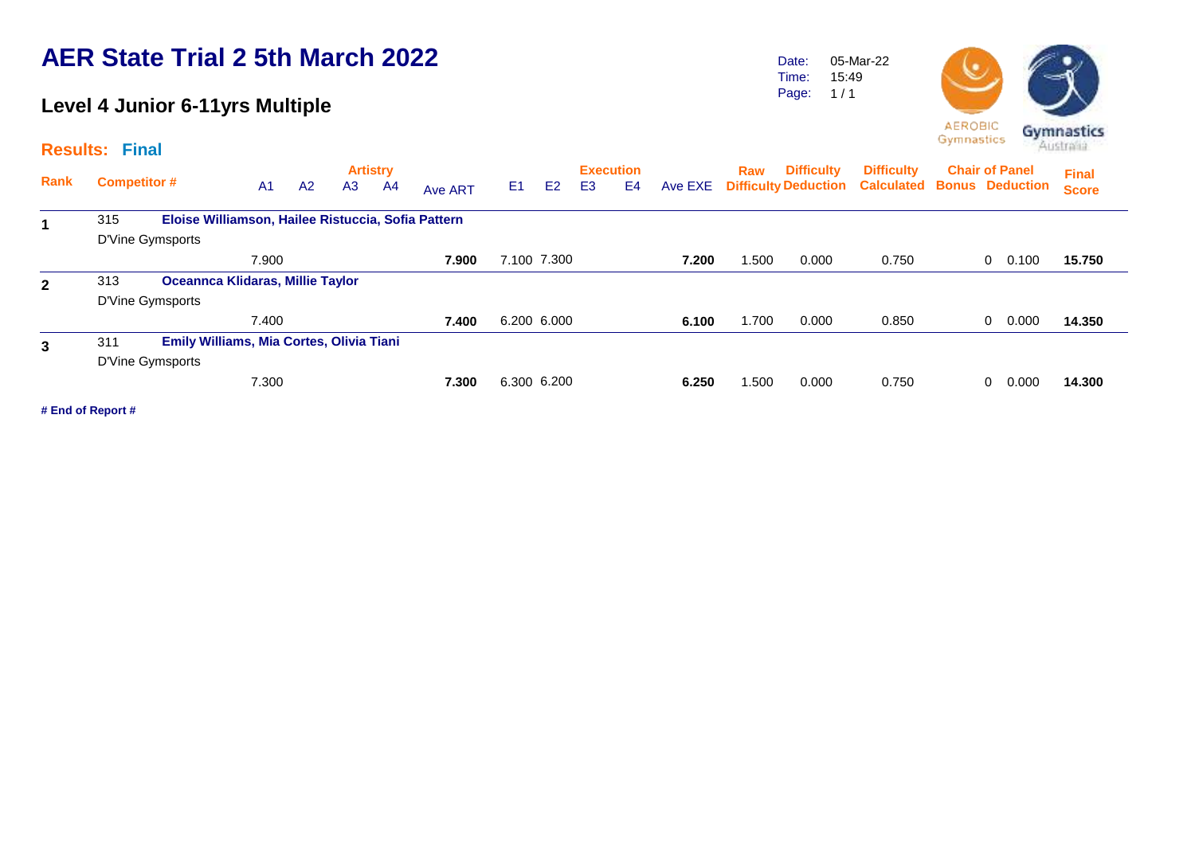# AER State Trial 2 5th March 2022

## Level 4 Junior 6-11yrs Multiple

Date: 05-Mar-22
Time: 15:49

**Results: Final**

| Rank | Competitor # | A1 | A2 | A3 | A4 | Ave ART | E1 | E2 | E3 | E4 | Ave EXE | Raw Difficulty | Difficulty Deduction | Difficulty Calculated | Chair of Panel Bonus | Chair of Panel Deduction | Final Score |
|---|---|---|---|---|---|---|---|---|---|---|---|---|---|---|---|---|---|
| **1** | 315 **Eloise Williamson, Hailee Ristuccia, Sofia Pattern** D'Vine Gymsports | 7.900 | | | | **7.900** | 7.100 | 7.300 | | | **7.200** | 1.500 | 0.000 | 0.750 | 0 | 0.100 | **15.750** |
| **2** | 313 **Oceannca Klidaras, Millie Taylor** D'Vine Gymsports | 7.400 | | | | **7.400** | 6.200 | 6.000 | | | **6.100** | 1.700 | 0.000 | 0.850 | 0 | 0.000 | **14.350** |
| **3** | 311 **Emily Williams, Mia Cortes, Olivia Tiani** D'Vine Gymsports | 7.300 | | | | **7.300** | 6.300 | 6.200 | | | **6.250** | 1.500 | 0.000 | 0.750 | 0 | 0.000 | **14.300** |

**# End of Report #**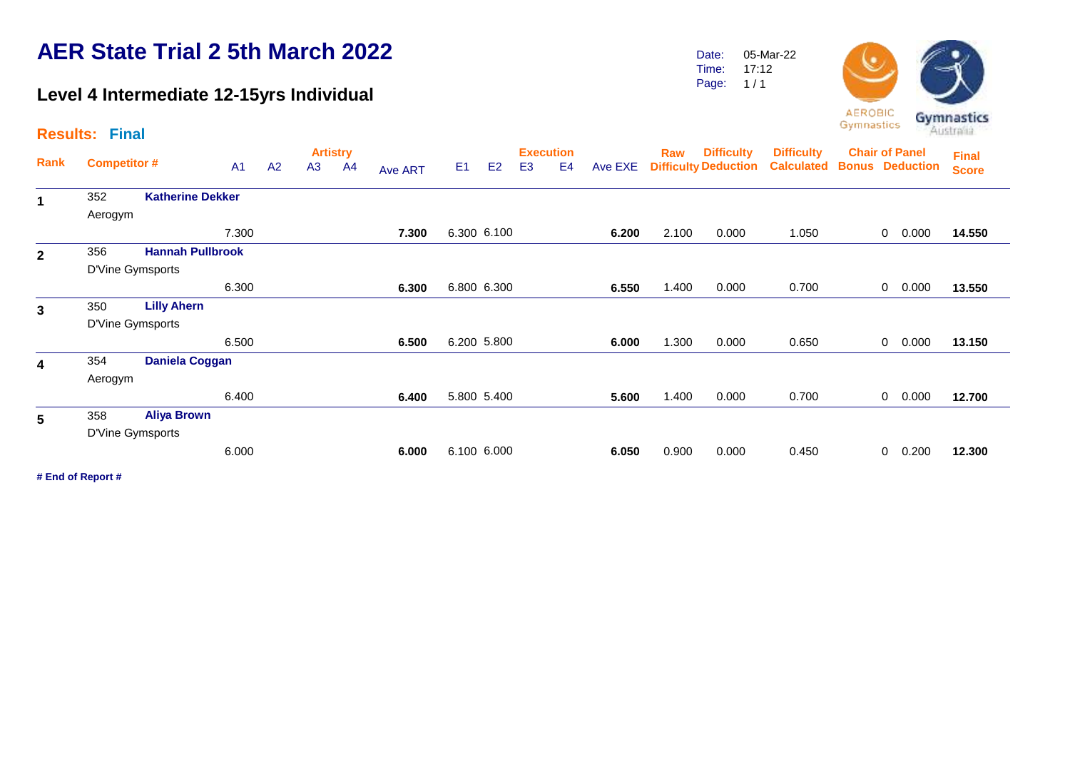# AER State Trial 2 5th March 2022

## Level 4 Intermediate 12-15yrs Individual

Date: 05-Mar-22
Time: 17:12

**Results: Final**

| Rank | Competitor # | | A1 | A2 | A3 | A4 | Ave ART | E1 | E2 | E3 | E4 | Ave EXE | Raw Difficulty | Difficulty Deduction | Difficulty Calculated | Chair of Panel Bonus | Chair of Panel Deduction | Final Score |
|---|---|---|---|---|---|---|---|---|---|---|---|---|---|---|---|---|---|---|
| 1 | 352 | **Katherine Dekker** | | | | | | | | | | | | | | | | |
| | Aerogym | | | | | | | | | | | | | | | | | |
| | | | 7.300 | | | | **7.300** | 6.300 | 6.100 | | | **6.200** | 2.100 | 0.000 | 1.050 | 0 | 0.000 | **14.550** |
| 2 | 356 | **Hannah Pullbrook** | | | | | | | | | | | | | | | | |
| | D'Vine Gymsports | | | | | | | | | | | | | | | | | |
| | | | 6.300 | | | | **6.300** | 6.800 | 6.300 | | | **6.550** | 1.400 | 0.000 | 0.700 | 0 | 0.000 | **13.550** |
| 3 | 350 | **Lilly Ahern** | | | | | | | | | | | | | | | | |
| | D'Vine Gymsports | | | | | | | | | | | | | | | | | |
| | | | 6.500 | | | | **6.500** | 6.200 | 5.800 | | | **6.000** | 1.300 | 0.000 | 0.650 | 0 | 0.000 | **13.150** |
| 4 | 354 | **Daniela Coggan** | | | | | | | | | | | | | | | | |
| | Aerogym | | | | | | | | | | | | | | | | | |
| | | | 6.400 | | | | **6.400** | 5.800 | 5.400 | | | **5.600** | 1.400 | 0.000 | 0.700 | 0 | 0.000 | **12.700** |
| 5 | 358 | **Aliya Brown** | | | | | | | | | | | | | | | | |
| | D'Vine Gymsports | | | | | | | | | | | | | | | | | |
| | | | 6.000 | | | | **6.000** | 6.100 | 6.000 | | | **6.050** | 0.900 | 0.000 | 0.450 | 0 | 0.200 | **12.300** |

**# End of Report #**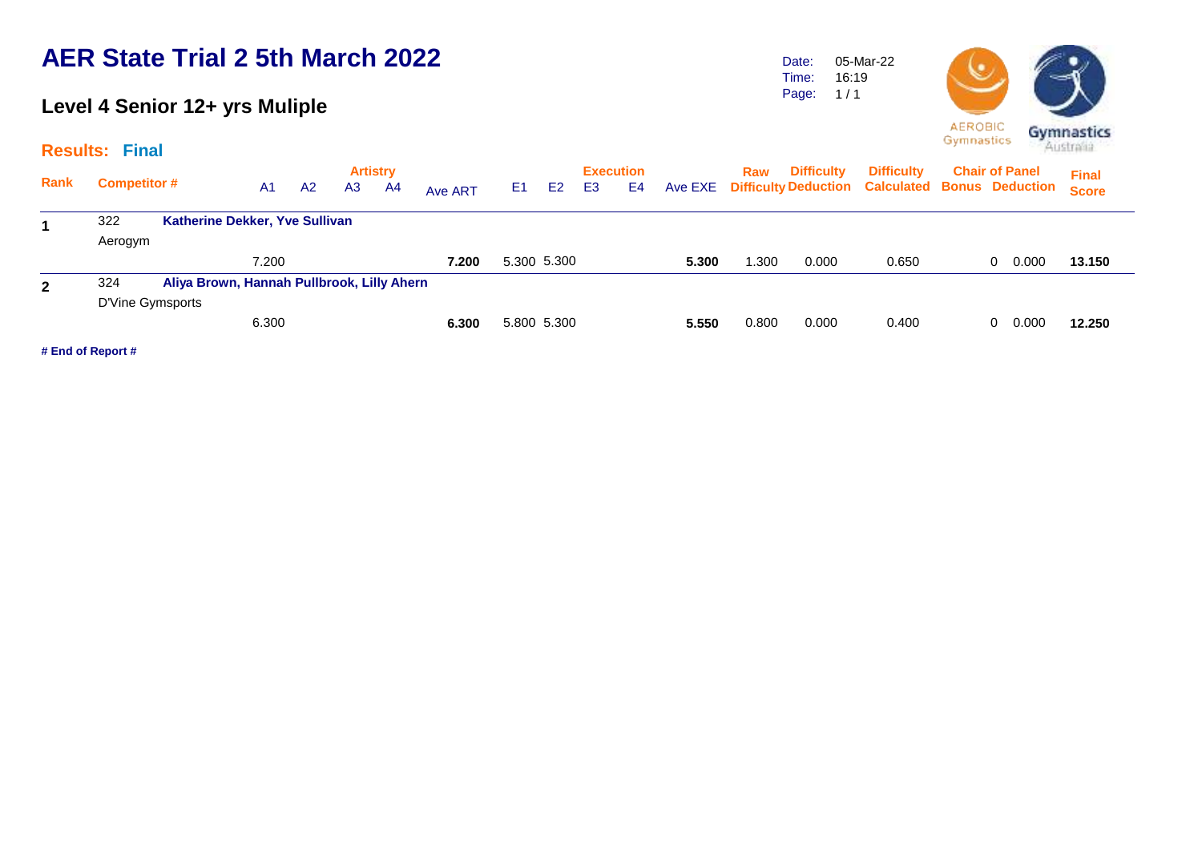# AER State Trial 2 5th March 2022

## Level 4 Senior 12+ yrs Muliple

Date: 05-Mar-22
Time: 16:19
Page: 1 / 1

### Results: Final

| Rank | Competitor # | | Artistry A1 | A2 | A3 | A4 | Ave ART | Execution E1 | E2 | E3 | E4 | Ave EXE | Raw Difficulty | Difficulty Deduction | Difficulty Calculated | Chair of Panel Bonus | Deduction | Final Score |
|---|---|---|---|---|---|---|---|---|---|---|---|---|---|---|---|---|---|---|
| 1 | 322 | Katherine Dekker, Yve Sullivan | | | | | | | | | | | | | | | | |
| | Aerogym | | | | | | | | | | | | | | | | | |
| | | | 7.200 | | | | **7.200** | 5.300 | 5.300 | | | **5.300** | 1.300 | 0.000 | 0.650 | 0 | 0.000 | **13.150** |
| 2 | 324 | Aliya Brown, Hannah Pullbrook, Lilly Ahern | | | | | | | | | | | | | | | | |
| | D'Vine Gymsports | | | | | | | | | | | | | | | | | |
| | | | 6.300 | | | | **6.300** | 5.800 | 5.300 | | | **5.550** | 0.800 | 0.000 | 0.400 | 0 | 0.000 | **12.250** |

**# End of Report #**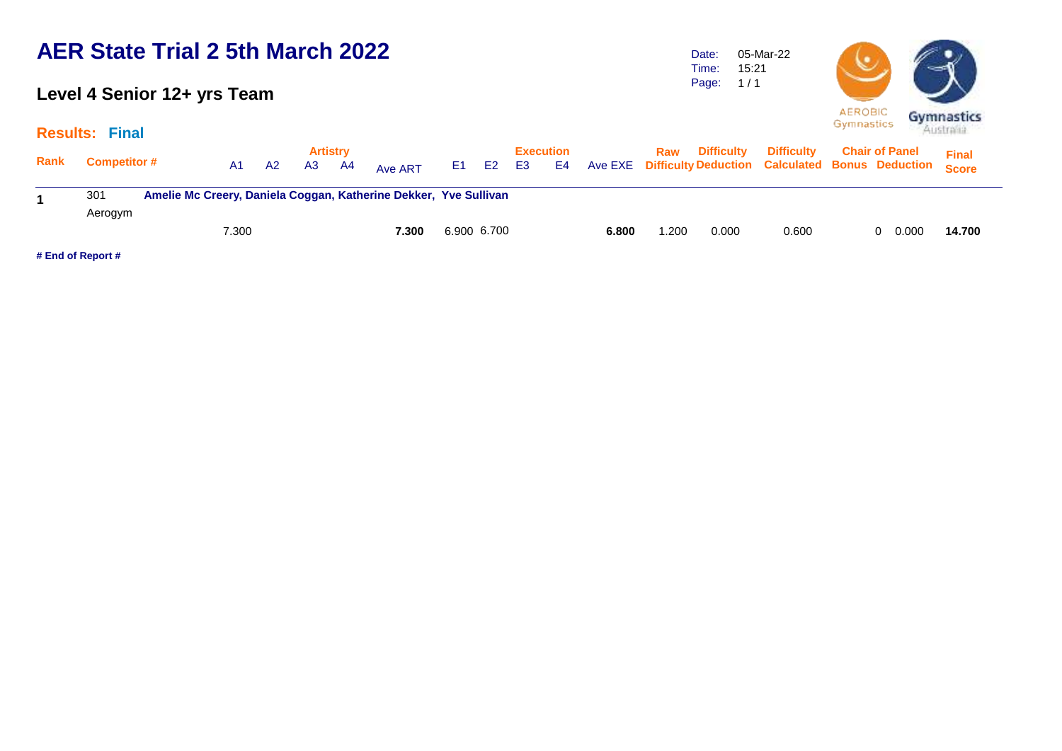# AER State Trial 2 5th March 2022

## Level 4 Senior 12+ yrs Team

Date: 05-Mar-22
Time: 15:21
Page: 1 / 1

**Results: Final**

| Rank | Competitor # | Artistry A1 | A2 | A3 | A4 | Ave ART | Execution E1 | E2 | E3 | E4 | Ave EXE | Raw Difficulty | Difficulty Deduction | Difficulty Calculated | Chair of Panel Bonus | Deduction | Final Score |
|---|---|---|---|---|---|---|---|---|---|---|---|---|---|---|---|---|---|
| **1** | 301 **Amelie Mc Creery, Daniela Coggan, Katherine Dekker, Yve Sullivan** Aerogym | 7.300 | | | | **7.300** | 6.900 | 6.700 | | | **6.800** | 1.200 | 0.000 | 0.600 | 0 | 0.000 | **14.700** |

**# End of Report #**